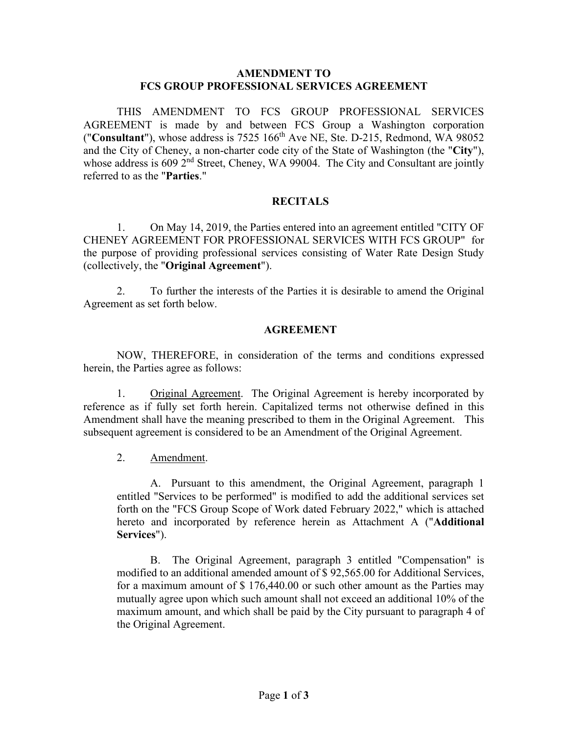# AMENDMENT TO
# FCS GROUP PROFESSIONAL SERVICES AGREEMENT

THIS AMENDMENT TO FCS GROUP PROFESSIONAL SERVICES AGREEMENT is made by and between FCS Group a Washington corporation ("**Consultant**"), whose address is 7525 166th Ave NE, Ste. D-215, Redmond, WA 98052 and the City of Cheney, a non-charter code city of the State of Washington (the "**City**"), whose address is 609 2nd Street, Cheney, WA 99004. The City and Consultant are jointly referred to as the "**Parties**."

## RECITALS

1. On May 14, 2019, the Parties entered into an agreement entitled "CITY OF CHENEY AGREEMENT FOR PROFESSIONAL SERVICES WITH FCS GROUP" for the purpose of providing professional services consisting of Water Rate Design Study (collectively, the "**Original Agreement**").

2. To further the interests of the Parties it is desirable to amend the Original Agreement as set forth below.

## AGREEMENT

NOW, THEREFORE, in consideration of the terms and conditions expressed herein, the Parties agree as follows:

1. Original Agreement. The Original Agreement is hereby incorporated by reference as if fully set forth herein. Capitalized terms not otherwise defined in this Amendment shall have the meaning prescribed to them in the Original Agreement. This subsequent agreement is considered to be an Amendment of the Original Agreement.

2. Amendment.

   A. Pursuant to this amendment, the Original Agreement, paragraph 1 entitled "Services to be performed" is modified to add the additional services set forth on the "FCS Group Scope of Work dated February 2022," which is attached hereto and incorporated by reference herein as Attachment A ("**Additional Services**").

   B. The Original Agreement, paragraph 3 entitled "Compensation" is modified to an additional amended amount of $ 92,565.00 for Additional Services, for a maximum amount of $ 176,440.00 or such other amount as the Parties may mutually agree upon which such amount shall not exceed an additional 10% of the maximum amount, and which shall be paid by the City pursuant to paragraph 4 of the Original Agreement.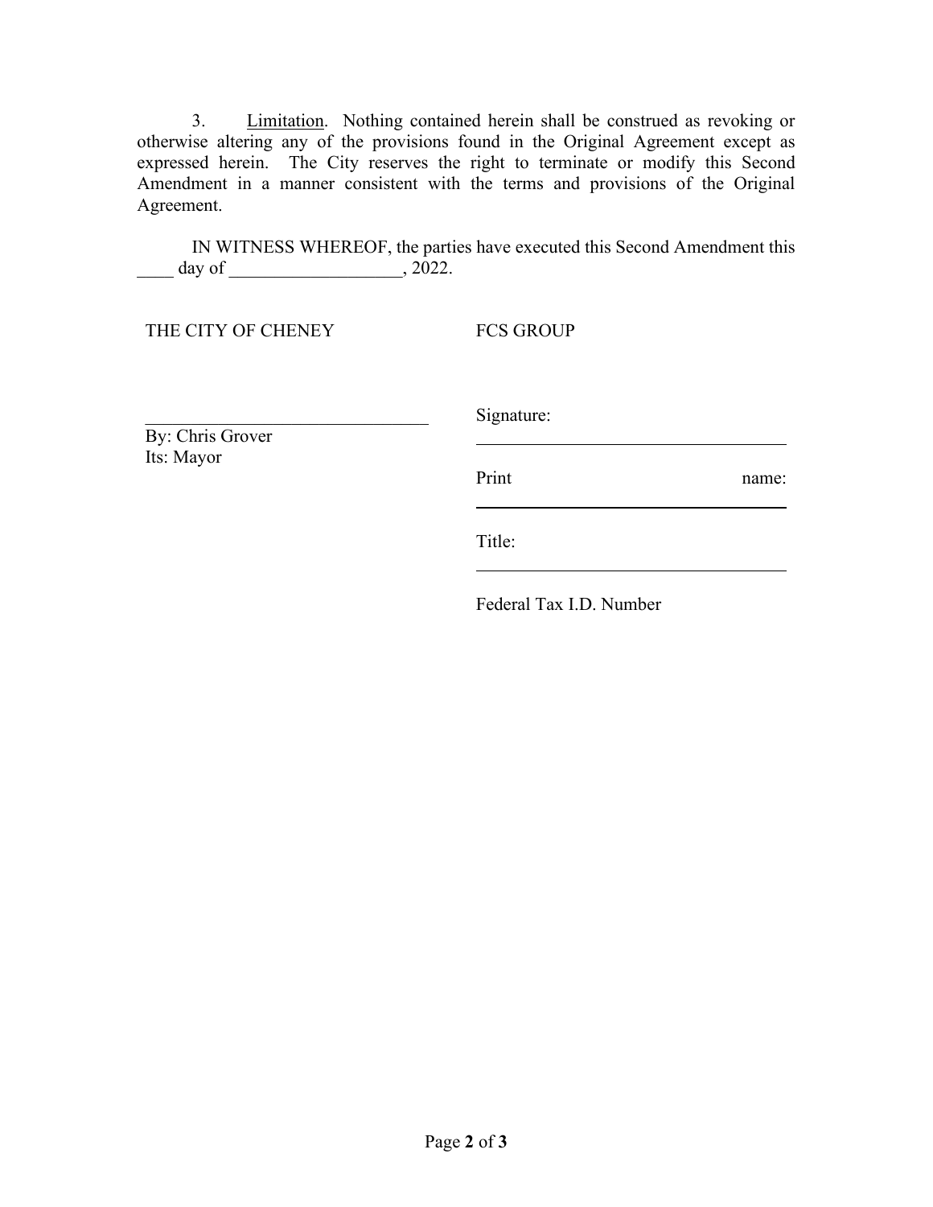3. <u>Limitation</u>. Nothing contained herein shall be construed as revoking or otherwise altering any of the provisions found in the Original Agreement except as expressed herein. The City reserves the right to terminate or modify this Second Amendment in a manner consistent with the terms and provisions of the Original Agreement.

IN WITNESS WHEREOF, the parties have executed this Second Amendment this ____ day of ___________________, 2022.

THE CITY OF CHENEY

_______________________________
By: Chris Grover
Its: Mayor

FCS GROUP

Signature: _______________________________

Print name: _______________________________

Title: _______________________________

Federal Tax I.D. Number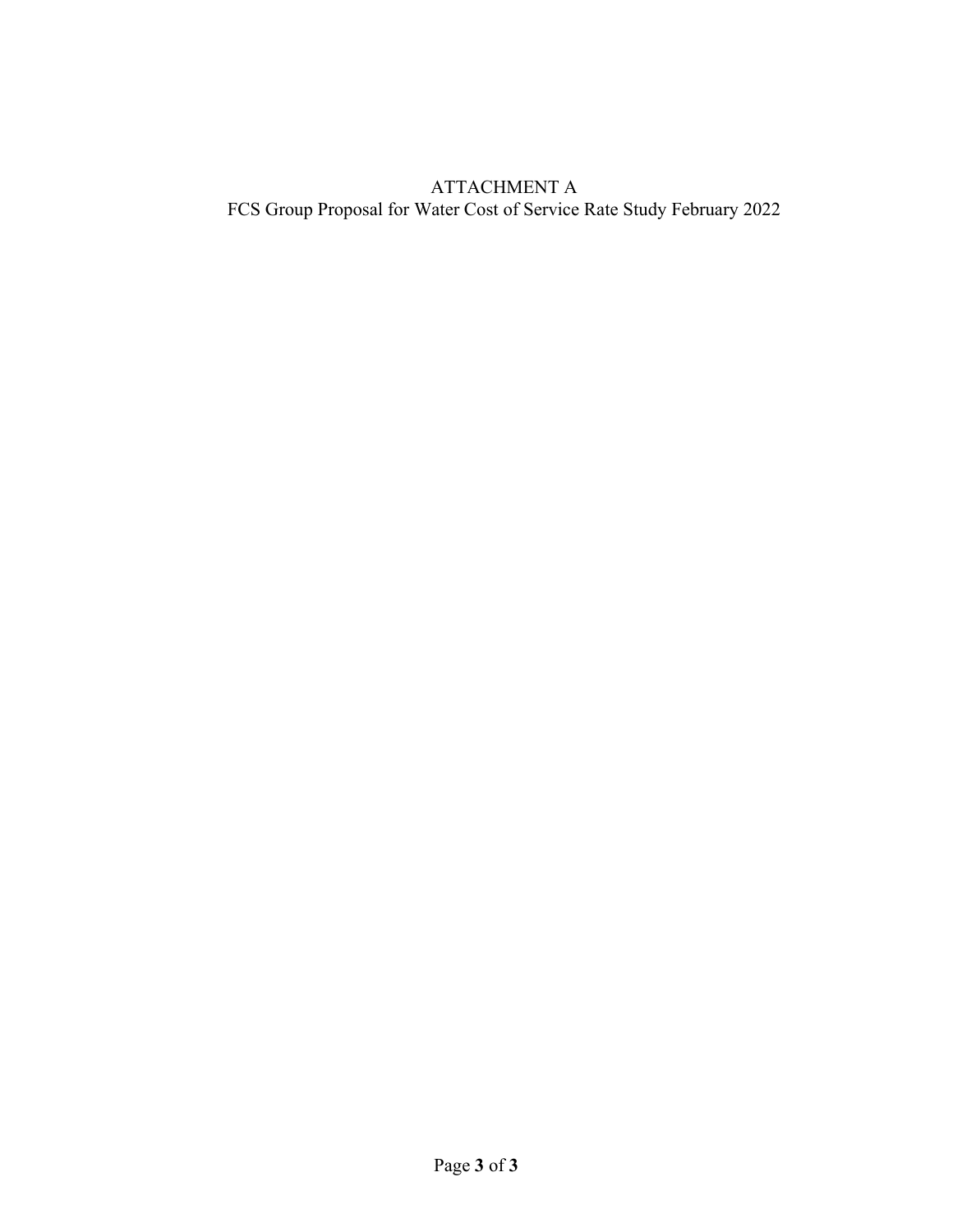# ATTACHMENT A

FCS Group Proposal for Water Cost of Service Rate Study February 2022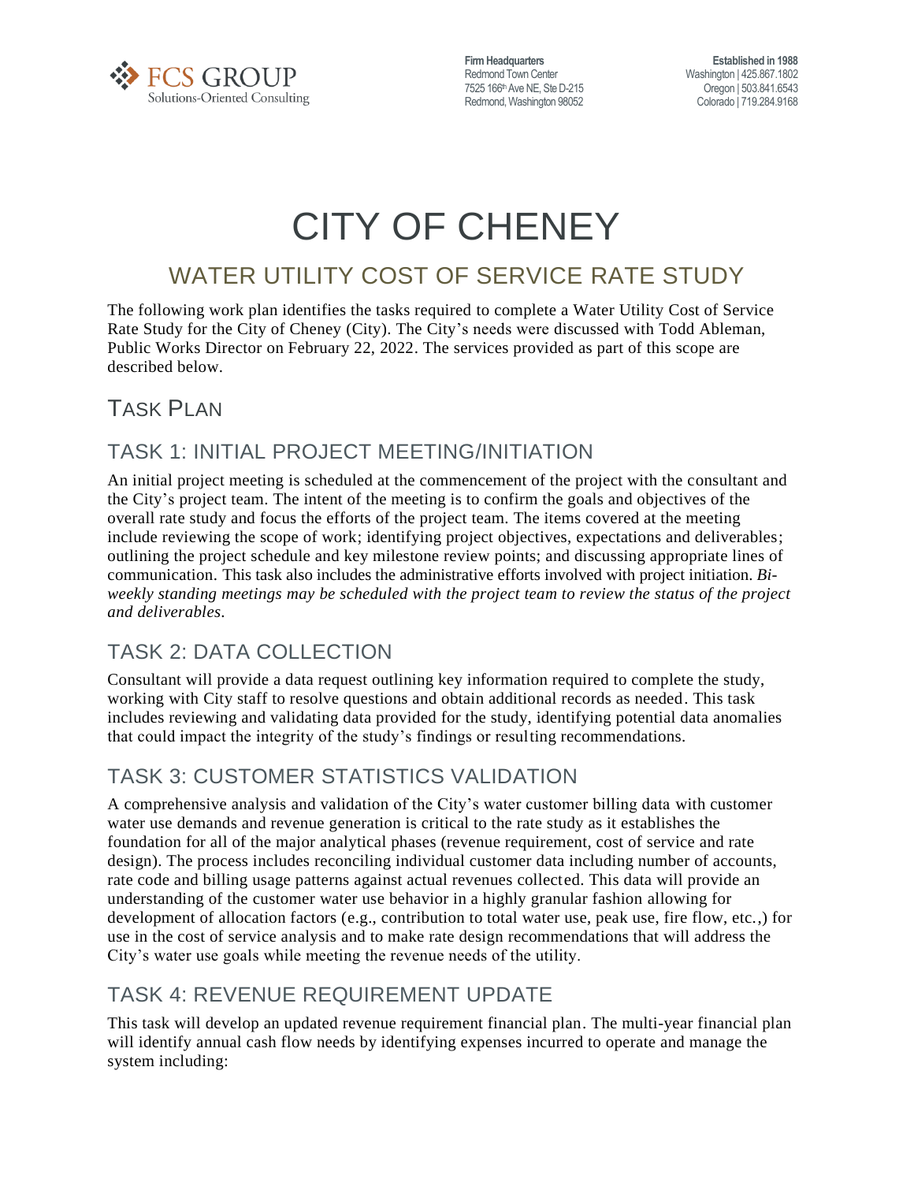# CITY OF CHENEY

## WATER UTILITY COST OF SERVICE RATE STUDY

The following work plan identifies the tasks required to complete a Water Utility Cost of Service Rate Study for the City of Cheney (City). The City's needs were discussed with Todd Ableman, Public Works Director on February 22, 2022. The services provided as part of this scope are described below.

## TASK PLAN

### TASK 1: INITIAL PROJECT MEETING/INITIATION

An initial project meeting is scheduled at the commencement of the project with the consultant and the City's project team. The intent of the meeting is to confirm the goals and objectives of the overall rate study and focus the efforts of the project team. The items covered at the meeting include reviewing the scope of work; identifying project objectives, expectations and deliverables; outlining the project schedule and key milestone review points; and discussing appropriate lines of communication. This task also includes the administrative efforts involved with project initiation. *Bi-weekly standing meetings may be scheduled with the project team to review the status of the project and deliverables.*

### TASK 2: DATA COLLECTION

Consultant will provide a data request outlining key information required to complete the study, working with City staff to resolve questions and obtain additional records as needed. This task includes reviewing and validating data provided for the study, identifying potential data anomalies that could impact the integrity of the study's findings or resulting recommendations.

### TASK 3: CUSTOMER STATISTICS VALIDATION

A comprehensive analysis and validation of the City's water customer billing data with customer water use demands and revenue generation is critical to the rate study as it establishes the foundation for all of the major analytical phases (revenue requirement, cost of service and rate design). The process includes reconciling individual customer data including number of accounts, rate code and billing usage patterns against actual revenues collected. This data will provide an understanding of the customer water use behavior in a highly granular fashion allowing for development of allocation factors (e.g., contribution to total water use, peak use, fire flow, etc.,) for use in the cost of service analysis and to make rate design recommendations that will address the City's water use goals while meeting the revenue needs of the utility.

### TASK 4: REVENUE REQUIREMENT UPDATE

This task will develop an updated revenue requirement financial plan. The multi-year financial plan will identify annual cash flow needs by identifying expenses incurred to operate and manage the system including: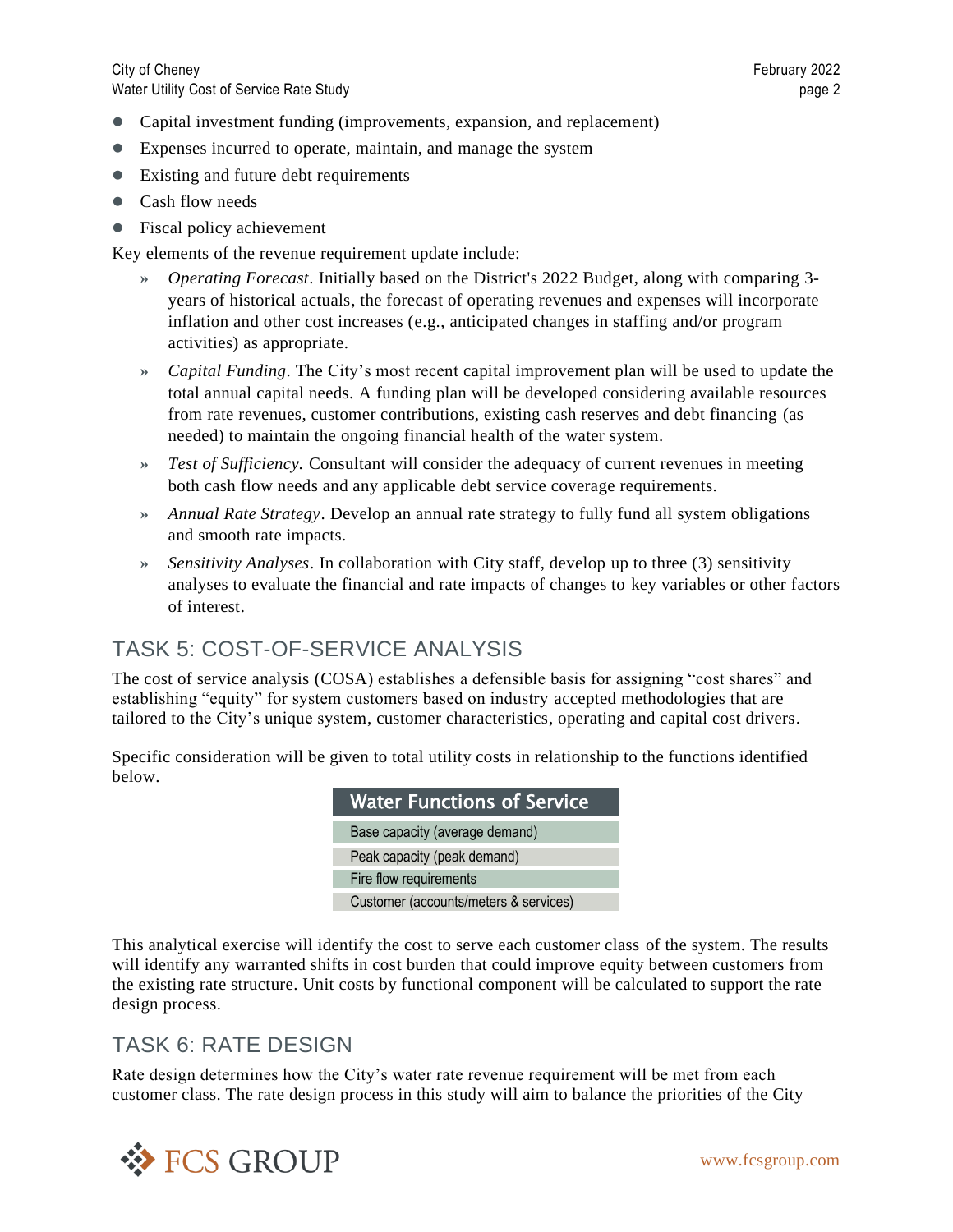- Capital investment funding (improvements, expansion, and replacement)
- Expenses incurred to operate, maintain, and manage the system
- Existing and future debt requirements
- Cash flow needs
- Fiscal policy achievement

Key elements of the revenue requirement update include:

- *Operating Forecast*. Initially based on the District's 2022 Budget, along with comparing 3-years of historical actuals, the forecast of operating revenues and expenses will incorporate inflation and other cost increases (e.g., anticipated changes in staffing and/or program activities) as appropriate.
- *Capital Funding*. The City's most recent capital improvement plan will be used to update the total annual capital needs. A funding plan will be developed considering available resources from rate revenues, customer contributions, existing cash reserves and debt financing (as needed) to maintain the ongoing financial health of the water system.
- *Test of Sufficiency.* Consultant will consider the adequacy of current revenues in meeting both cash flow needs and any applicable debt service coverage requirements.
- *Annual Rate Strategy*. Develop an annual rate strategy to fully fund all system obligations and smooth rate impacts.
- *Sensitivity Analyses*. In collaboration with City staff, develop up to three (3) sensitivity analyses to evaluate the financial and rate impacts of changes to key variables or other factors of interest.

## TASK 5: COST-OF-SERVICE ANALYSIS

The cost of service analysis (COSA) establishes a defensible basis for assigning "cost shares" and establishing "equity" for system customers based on industry accepted methodologies that are tailored to the City's unique system, customer characteristics, operating and capital cost drivers.

Specific consideration will be given to total utility costs in relationship to the functions identified below.

| Water Functions of Service |
|---|
| Base capacity (average demand) |
| Peak capacity (peak demand) |
| Fire flow requirements |
| Customer (accounts/meters & services) |

This analytical exercise will identify the cost to serve each customer class of the system. The results will identify any warranted shifts in cost burden that could improve equity between customers from the existing rate structure. Unit costs by functional component will be calculated to support the rate design process.

## TASK 6: RATE DESIGN

Rate design determines how the City's water rate revenue requirement will be met from each customer class. The rate design process in this study will aim to balance the priorities of the City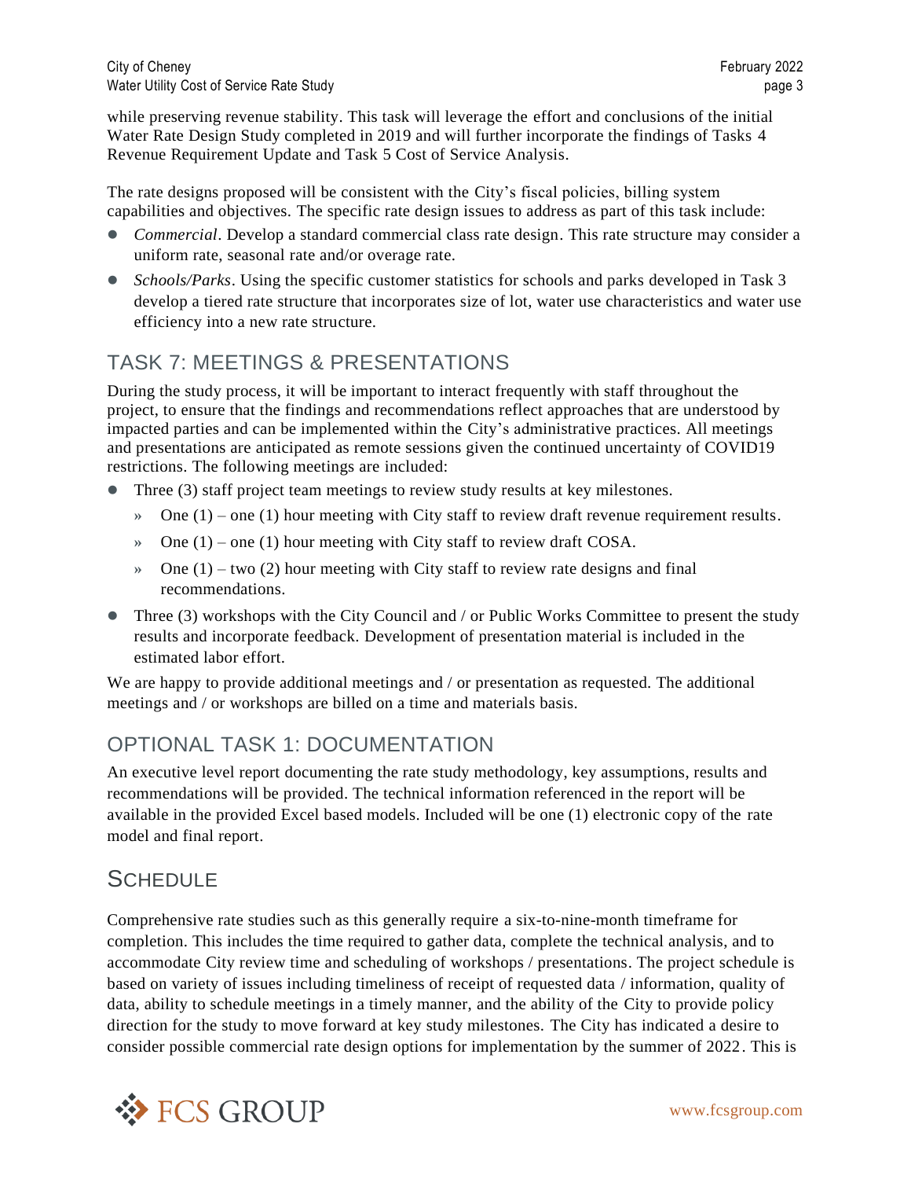while preserving revenue stability. This task will leverage the effort and conclusions of the initial Water Rate Design Study completed in 2019 and will further incorporate the findings of Tasks 4 Revenue Requirement Update and Task 5 Cost of Service Analysis.

The rate designs proposed will be consistent with the City's fiscal policies, billing system capabilities and objectives. The specific rate design issues to address as part of this task include:

- *Commercial*. Develop a standard commercial class rate design. This rate structure may consider a uniform rate, seasonal rate and/or overage rate.
- *Schools/Parks*. Using the specific customer statistics for schools and parks developed in Task 3 develop a tiered rate structure that incorporates size of lot, water use characteristics and water use efficiency into a new rate structure.

## TASK 7: MEETINGS & PRESENTATIONS

During the study process, it will be important to interact frequently with staff throughout the project, to ensure that the findings and recommendations reflect approaches that are understood by impacted parties and can be implemented within the City's administrative practices. All meetings and presentations are anticipated as remote sessions given the continued uncertainty of COVID19 restrictions. The following meetings are included:

- Three (3) staff project team meetings to review study results at key milestones.
  - One (1) – one (1) hour meeting with City staff to review draft revenue requirement results.
  - One (1) – one (1) hour meeting with City staff to review draft COSA.
  - One (1) – two (2) hour meeting with City staff to review rate designs and final recommendations.
- Three (3) workshops with the City Council and / or Public Works Committee to present the study results and incorporate feedback. Development of presentation material is included in the estimated labor effort.

We are happy to provide additional meetings and / or presentation as requested. The additional meetings and / or workshops are billed on a time and materials basis.

## OPTIONAL TASK 1: DOCUMENTATION

An executive level report documenting the rate study methodology, key assumptions, results and recommendations will be provided. The technical information referenced in the report will be available in the provided Excel based models. Included will be one (1) electronic copy of the rate model and final report.

## SCHEDULE

Comprehensive rate studies such as this generally require a six-to-nine-month timeframe for completion. This includes the time required to gather data, complete the technical analysis, and to accommodate City review time and scheduling of workshops / presentations. The project schedule is based on variety of issues including timeliness of receipt of requested data / information, quality of data, ability to schedule meetings in a timely manner, and the ability of the City to provide policy direction for the study to move forward at key study milestones. The City has indicated a desire to consider possible commercial rate design options for implementation by the summer of 2022. This is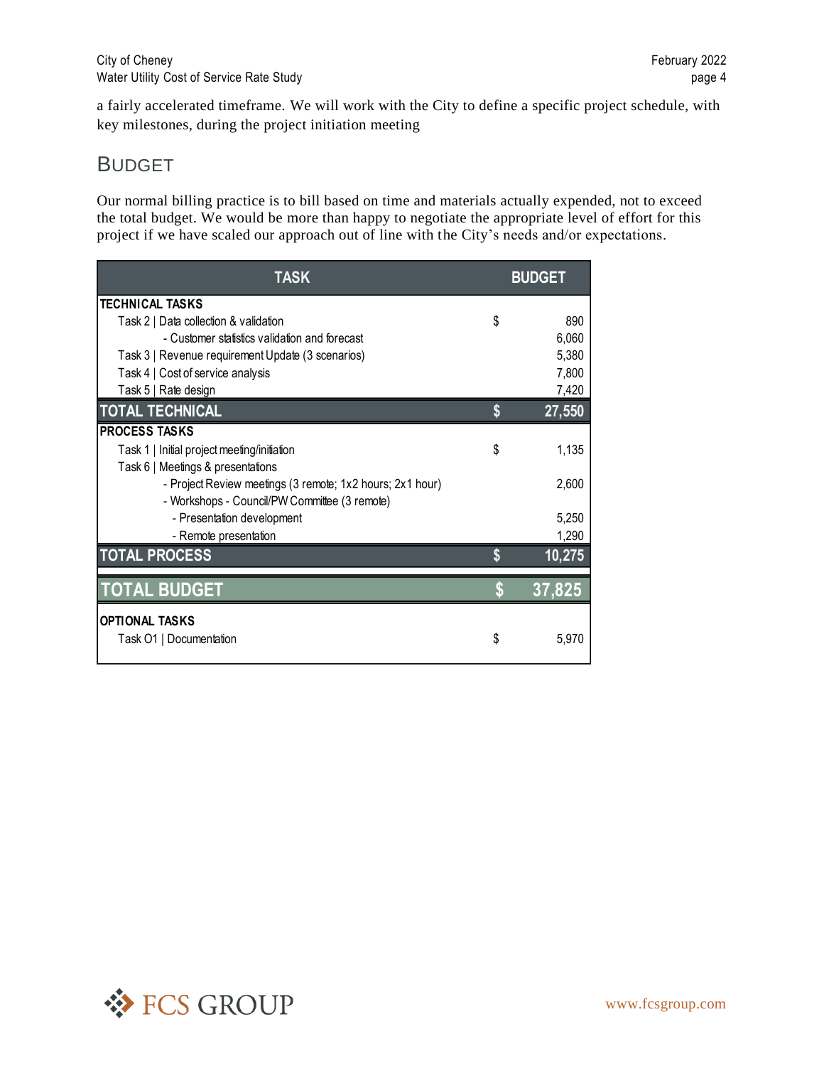a fairly accelerated timeframe. We will work with the City to define a specific project schedule, with key milestones, during the project initiation meeting

## BUDGET

Our normal billing practice is to bill based on time and materials actually expended, not to exceed the total budget. We would be more than happy to negotiate the appropriate level of effort for this project if we have scaled our approach out of line with the City's needs and/or expectations.

| TASK | BUDGET | |
|---|---|---|
| **TECHNICAL TASKS** | | |
| Task 2 \| Data collection & validation | $ | 890 |
| - Customer statistics validation and forecast | | 6,060 |
| Task 3 \| Revenue requirement Update (3 scenarios) | | 5,380 |
| Task 4 \| Cost of service analysis | | 7,800 |
| Task 5 \| Rate design | | 7,420 |
| **TOTAL TECHNICAL** | **$** | **27,550** |
| **PROCESS TASKS** | | |
| Task 1 \| Initial project meeting/initiation | $ | 1,135 |
| Task 6 \| Meetings & presentations | | |
| - Project Review meetings (3 remote; 1x2 hours; 2x1 hour) | | 2,600 |
| - Workshops - Council/PW Committee (3 remote) | | |
| - Presentation development | | 5,250 |
| - Remote presentation | | 1,290 |
| **TOTAL PROCESS** | **$** | **10,275** |
| **TOTAL BUDGET** | **$** | **37,825** |
| **OPTIONAL TASKS** | | |
| Task O1 \| Documentation | $ | 5,970 |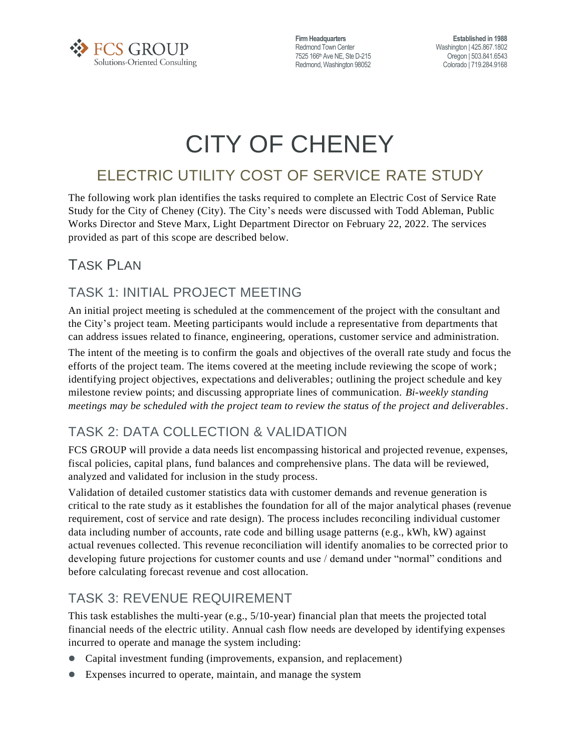# CITY OF CHENEY

## ELECTRIC UTILITY COST OF SERVICE RATE STUDY

The following work plan identifies the tasks required to complete an Electric Cost of Service Rate Study for the City of Cheney (City). The City's needs were discussed with Todd Ableman, Public Works Director and Steve Marx, Light Department Director on February 22, 2022. The services provided as part of this scope are described below.

## TASK PLAN

### TASK 1: INITIAL PROJECT MEETING

An initial project meeting is scheduled at the commencement of the project with the consultant and the City's project team. Meeting participants would include a representative from departments that can address issues related to finance, engineering, operations, customer service and administration.

The intent of the meeting is to confirm the goals and objectives of the overall rate study and focus the efforts of the project team. The items covered at the meeting include reviewing the scope of work; identifying project objectives, expectations and deliverables; outlining the project schedule and key milestone review points; and discussing appropriate lines of communication. *Bi-weekly standing meetings may be scheduled with the project team to review the status of the project and deliverables*.

### TASK 2: DATA COLLECTION & VALIDATION

FCS GROUP will provide a data needs list encompassing historical and projected revenue, expenses, fiscal policies, capital plans, fund balances and comprehensive plans. The data will be reviewed, analyzed and validated for inclusion in the study process.

Validation of detailed customer statistics data with customer demands and revenue generation is critical to the rate study as it establishes the foundation for all of the major analytical phases (revenue requirement, cost of service and rate design). The process includes reconciling individual customer data including number of accounts, rate code and billing usage patterns (e.g., kWh, kW) against actual revenues collected. This revenue reconciliation will identify anomalies to be corrected prior to developing future projections for customer counts and use / demand under "normal" conditions and before calculating forecast revenue and cost allocation.

### TASK 3: REVENUE REQUIREMENT

This task establishes the multi-year (e.g., 5/10-year) financial plan that meets the projected total financial needs of the electric utility. Annual cash flow needs are developed by identifying expenses incurred to operate and manage the system including:

- Capital investment funding (improvements, expansion, and replacement)
- Expenses incurred to operate, maintain, and manage the system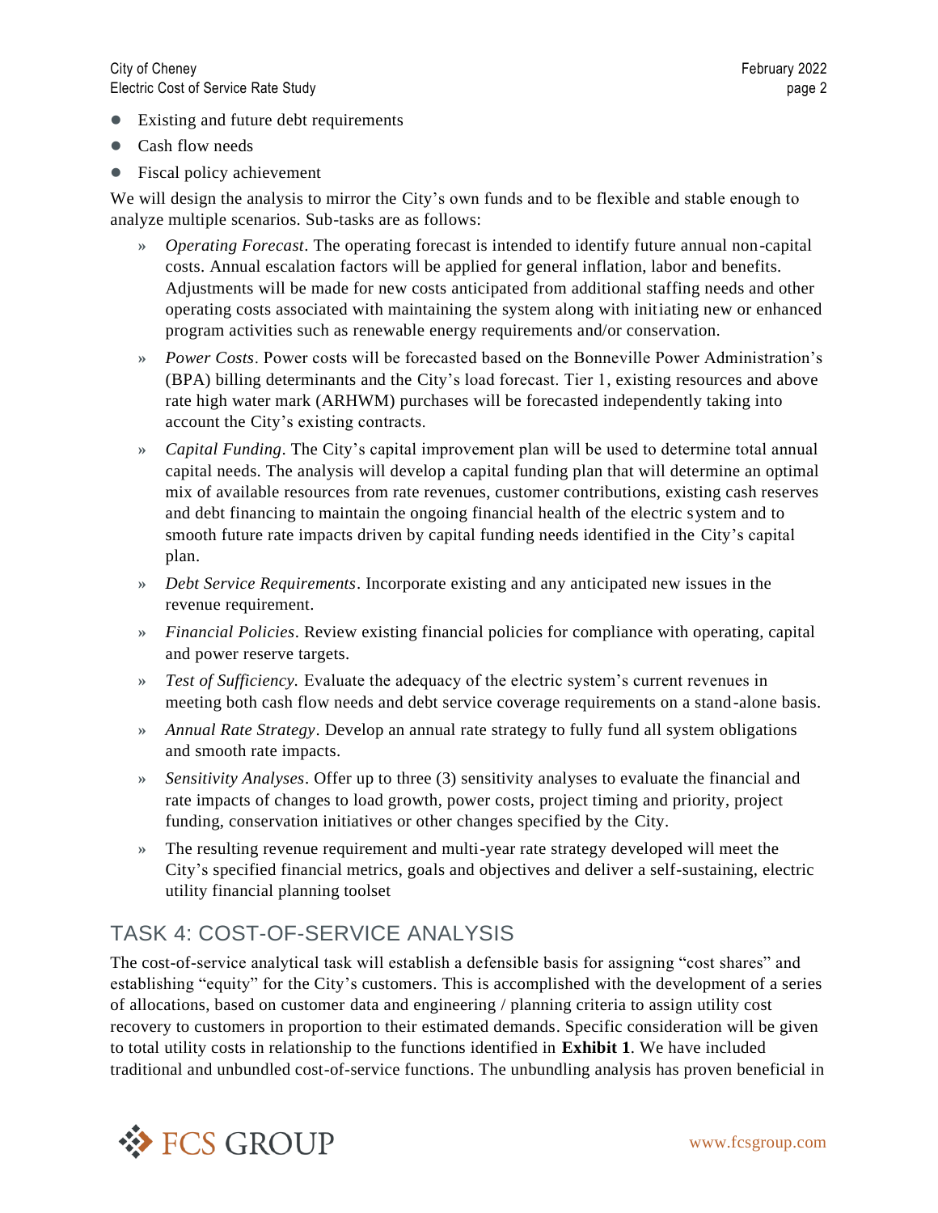- Existing and future debt requirements
- Cash flow needs
- Fiscal policy achievement

We will design the analysis to mirror the City's own funds and to be flexible and stable enough to analyze multiple scenarios. Sub-tasks are as follows:

- » *Operating Forecast*. The operating forecast is intended to identify future annual non-capital costs. Annual escalation factors will be applied for general inflation, labor and benefits. Adjustments will be made for new costs anticipated from additional staffing needs and other operating costs associated with maintaining the system along with initiating new or enhanced program activities such as renewable energy requirements and/or conservation.
- » *Power Costs*. Power costs will be forecasted based on the Bonneville Power Administration's (BPA) billing determinants and the City's load forecast. Tier 1, existing resources and above rate high water mark (ARHWM) purchases will be forecasted independently taking into account the City's existing contracts.
- » *Capital Funding*. The City's capital improvement plan will be used to determine total annual capital needs. The analysis will develop a capital funding plan that will determine an optimal mix of available resources from rate revenues, customer contributions, existing cash reserves and debt financing to maintain the ongoing financial health of the electric system and to smooth future rate impacts driven by capital funding needs identified in the City's capital plan.
- » *Debt Service Requirements*. Incorporate existing and any anticipated new issues in the revenue requirement.
- » *Financial Policies*. Review existing financial policies for compliance with operating, capital and power reserve targets.
- » *Test of Sufficiency.* Evaluate the adequacy of the electric system's current revenues in meeting both cash flow needs and debt service coverage requirements on a stand-alone basis.
- » *Annual Rate Strategy*. Develop an annual rate strategy to fully fund all system obligations and smooth rate impacts.
- » *Sensitivity Analyses*. Offer up to three (3) sensitivity analyses to evaluate the financial and rate impacts of changes to load growth, power costs, project timing and priority, project funding, conservation initiatives or other changes specified by the City.
- » The resulting revenue requirement and multi-year rate strategy developed will meet the City's specified financial metrics, goals and objectives and deliver a self-sustaining, electric utility financial planning toolset

## TASK 4: COST-OF-SERVICE ANALYSIS

The cost-of-service analytical task will establish a defensible basis for assigning "cost shares" and establishing "equity" for the City's customers. This is accomplished with the development of a series of allocations, based on customer data and engineering / planning criteria to assign utility cost recovery to customers in proportion to their estimated demands. Specific consideration will be given to total utility costs in relationship to the functions identified in **Exhibit 1**. We have included traditional and unbundled cost-of-service functions. The unbundling analysis has proven beneficial in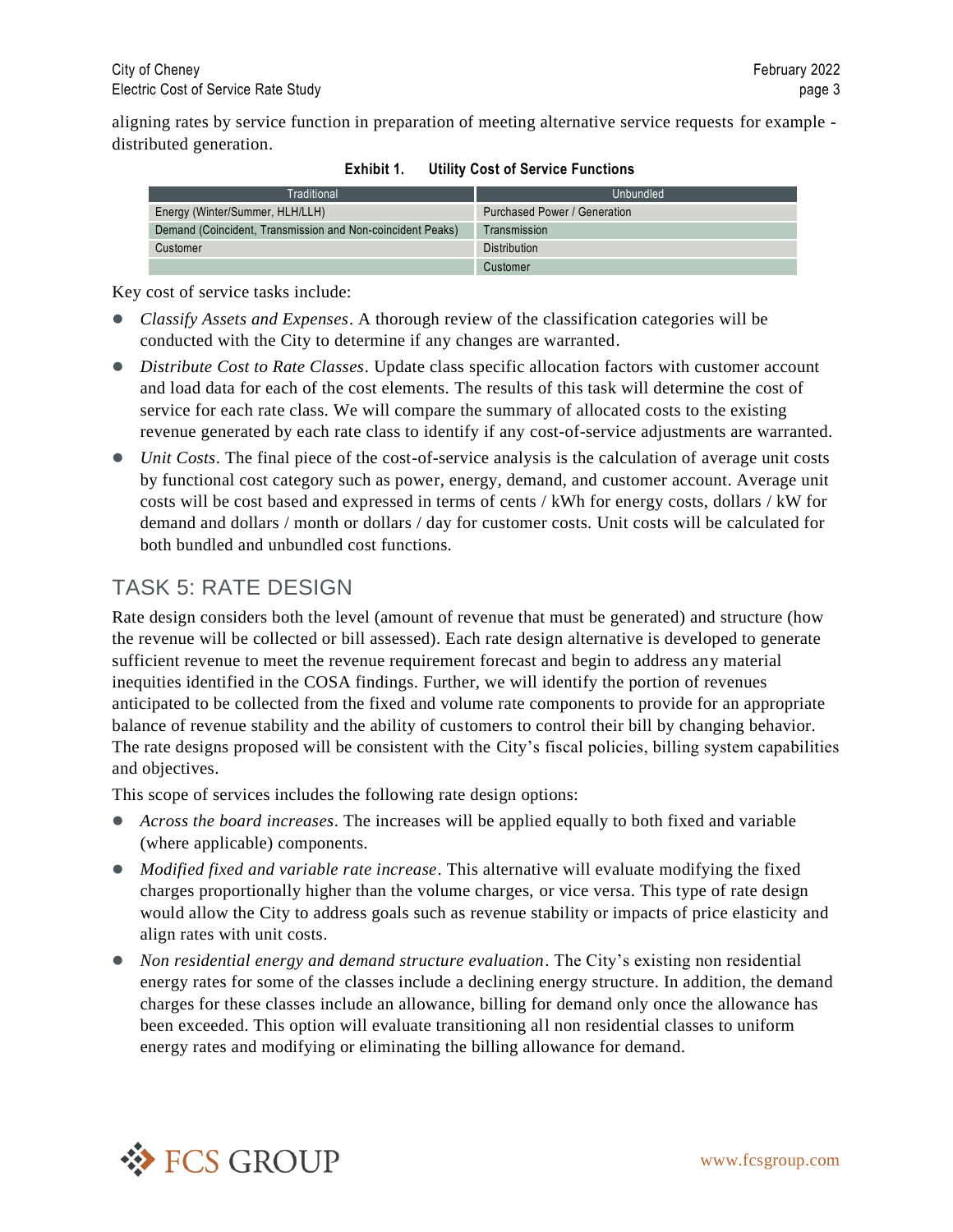aligning rates by service function in preparation of meeting alternative service requests for example - distributed generation.

**Exhibit 1. Utility Cost of Service Functions**

| Traditional | Unbundled |
|---|---|
| Energy (Winter/Summer, HLH/LLH) | Purchased Power / Generation |
| Demand (Coincident, Transmission and Non-coincident Peaks) | Transmission |
| Customer | Distribution |
| | Customer |

Key cost of service tasks include:

- *Classify Assets and Expenses*. A thorough review of the classification categories will be conducted with the City to determine if any changes are warranted.
- *Distribute Cost to Rate Classes*. Update class specific allocation factors with customer account and load data for each of the cost elements. The results of this task will determine the cost of service for each rate class. We will compare the summary of allocated costs to the existing revenue generated by each rate class to identify if any cost-of-service adjustments are warranted.
- *Unit Costs*. The final piece of the cost-of-service analysis is the calculation of average unit costs by functional cost category such as power, energy, demand, and customer account. Average unit costs will be cost based and expressed in terms of cents / kWh for energy costs, dollars / kW for demand and dollars / month or dollars / day for customer costs. Unit costs will be calculated for both bundled and unbundled cost functions.

## TASK 5: RATE DESIGN

Rate design considers both the level (amount of revenue that must be generated) and structure (how the revenue will be collected or bill assessed). Each rate design alternative is developed to generate sufficient revenue to meet the revenue requirement forecast and begin to address any material inequities identified in the COSA findings. Further, we will identify the portion of revenues anticipated to be collected from the fixed and volume rate components to provide for an appropriate balance of revenue stability and the ability of customers to control their bill by changing behavior. The rate designs proposed will be consistent with the City's fiscal policies, billing system capabilities and objectives.

This scope of services includes the following rate design options:

- *Across the board increases*. The increases will be applied equally to both fixed and variable (where applicable) components.
- *Modified fixed and variable rate increase*. This alternative will evaluate modifying the fixed charges proportionally higher than the volume charges, or vice versa. This type of rate design would allow the City to address goals such as revenue stability or impacts of price elasticity and align rates with unit costs.
- *Non residential energy and demand structure evaluation*. The City's existing non residential energy rates for some of the classes include a declining energy structure. In addition, the demand charges for these classes include an allowance, billing for demand only once the allowance has been exceeded. This option will evaluate transitioning all non residential classes to uniform energy rates and modifying or eliminating the billing allowance for demand.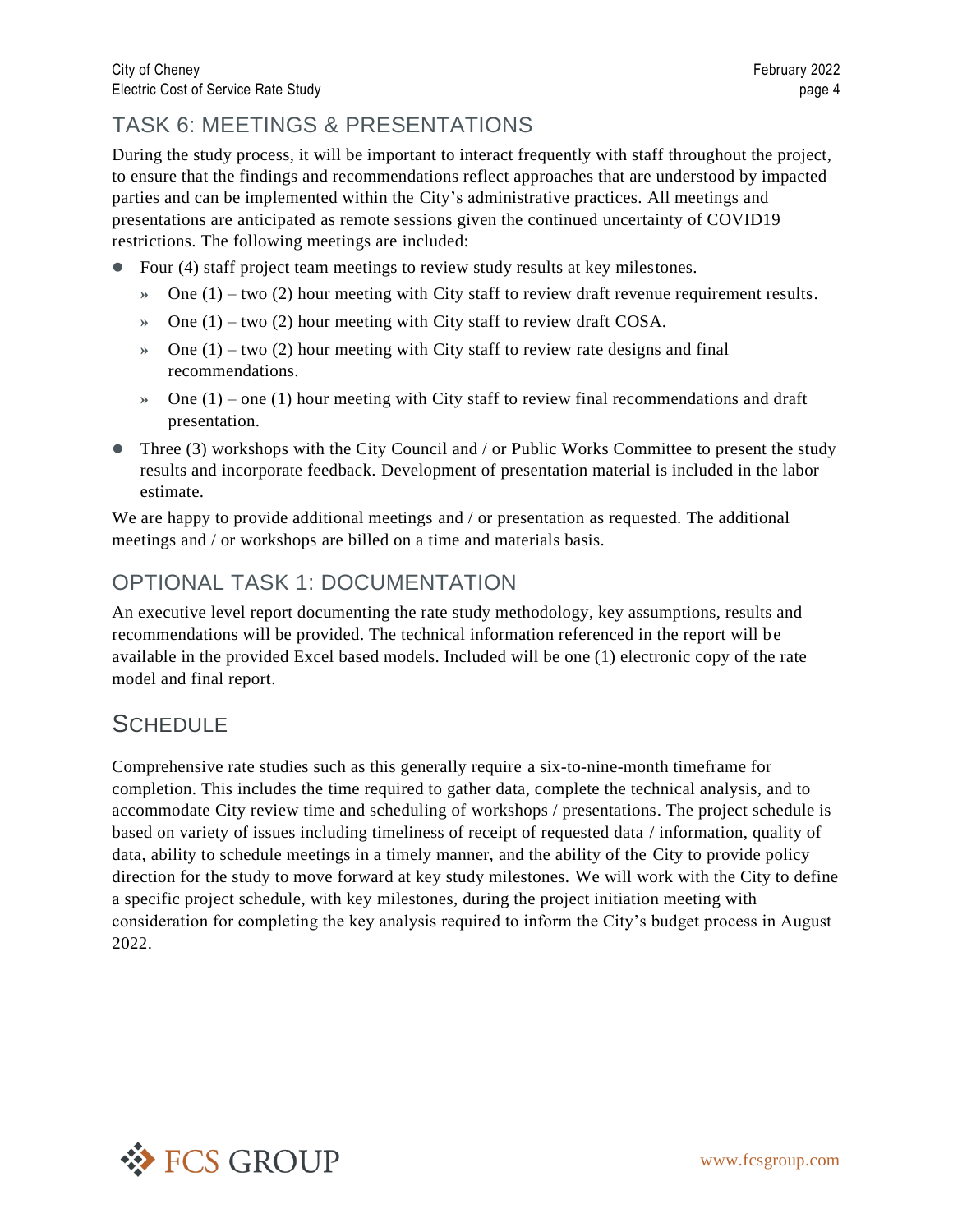## TASK 6: MEETINGS & PRESENTATIONS

During the study process, it will be important to interact frequently with staff throughout the project, to ensure that the findings and recommendations reflect approaches that are understood by impacted parties and can be implemented within the City's administrative practices. All meetings and presentations are anticipated as remote sessions given the continued uncertainty of COVID19 restrictions. The following meetings are included:

- Four (4) staff project team meetings to review study results at key milestones.
  - One (1) – two (2) hour meeting with City staff to review draft revenue requirement results.
  - One (1) – two (2) hour meeting with City staff to review draft COSA.
  - One (1) – two (2) hour meeting with City staff to review rate designs and final recommendations.
  - One (1) – one (1) hour meeting with City staff to review final recommendations and draft presentation.
- Three (3) workshops with the City Council and / or Public Works Committee to present the study results and incorporate feedback. Development of presentation material is included in the labor estimate.

We are happy to provide additional meetings and / or presentation as requested. The additional meetings and / or workshops are billed on a time and materials basis.

## OPTIONAL TASK 1: DOCUMENTATION

An executive level report documenting the rate study methodology, key assumptions, results and recommendations will be provided. The technical information referenced in the report will be available in the provided Excel based models. Included will be one (1) electronic copy of the rate model and final report.

## SCHEDULE

Comprehensive rate studies such as this generally require a six-to-nine-month timeframe for completion. This includes the time required to gather data, complete the technical analysis, and to accommodate City review time and scheduling of workshops / presentations. The project schedule is based on variety of issues including timeliness of receipt of requested data / information, quality of data, ability to schedule meetings in a timely manner, and the ability of the City to provide policy direction for the study to move forward at key study milestones. We will work with the City to define a specific project schedule, with key milestones, during the project initiation meeting with consideration for completing the key analysis required to inform the City's budget process in August 2022.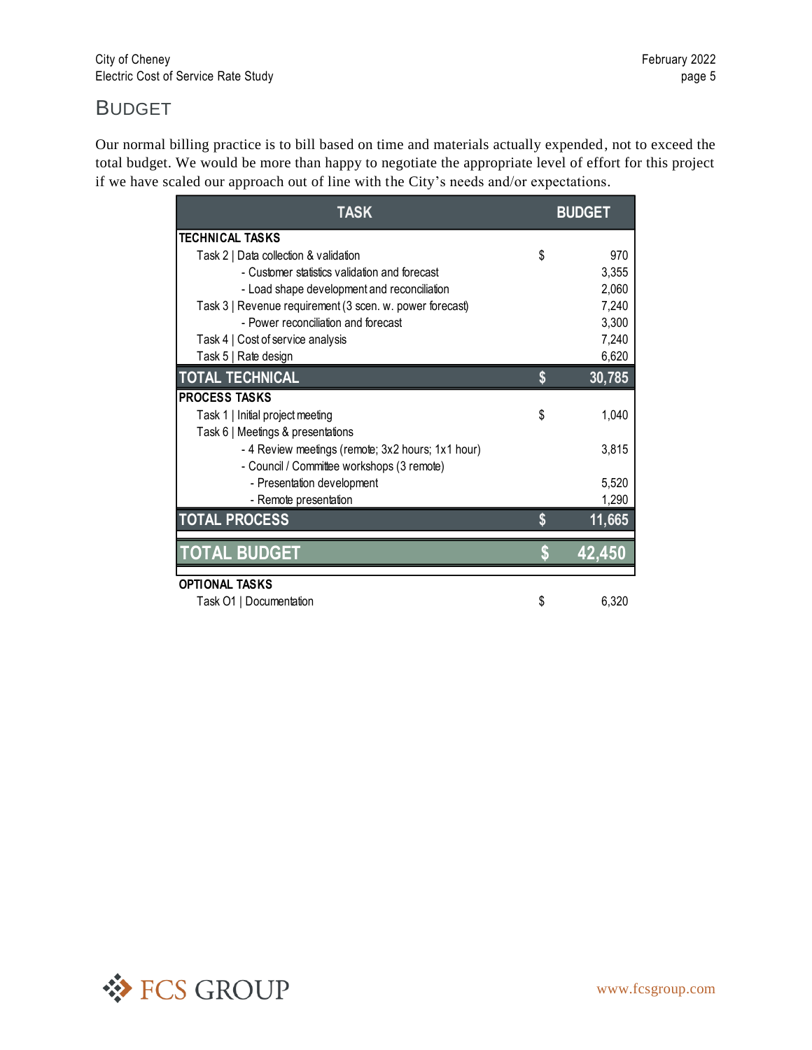## BUDGET

Our normal billing practice is to bill based on time and materials actually expended, not to exceed the total budget. We would be more than happy to negotiate the appropriate level of effort for this project if we have scaled our approach out of line with the City's needs and/or expectations.

| TASK | | BUDGET |
|---|---|---|
| **TECHNICAL TASKS** | | |
| Task 2 \| Data collection & validation | $ | 970 |
| - Customer statistics validation and forecast | | 3,355 |
| - Load shape development and reconciliation | | 2,060 |
| Task 3 \| Revenue requirement (3 scen. w. power forecast) | | 7,240 |
| - Power reconciliation and forecast | | 3,300 |
| Task 4 \| Cost of service analysis | | 7,240 |
| Task 5 \| Rate design | | 6,620 |
| **TOTAL TECHNICAL** | **$** | **30,785** |
| **PROCESS TASKS** | | |
| Task 1 \| Initial project meeting | $ | 1,040 |
| Task 6 \| Meetings & presentations | | |
| - 4 Review meetings (remote; 3x2 hours; 1x1 hour) | | 3,815 |
| - Council / Committee workshops (3 remote) | | |
| - Presentation development | | 5,520 |
| - Remote presentation | | 1,290 |
| **TOTAL PROCESS** | **$** | **11,665** |
| **TOTAL BUDGET** | **$** | **42,450** |
| **OPTIONAL TASKS** | | |
| Task O1 \| Documentation | $ | 6,320 |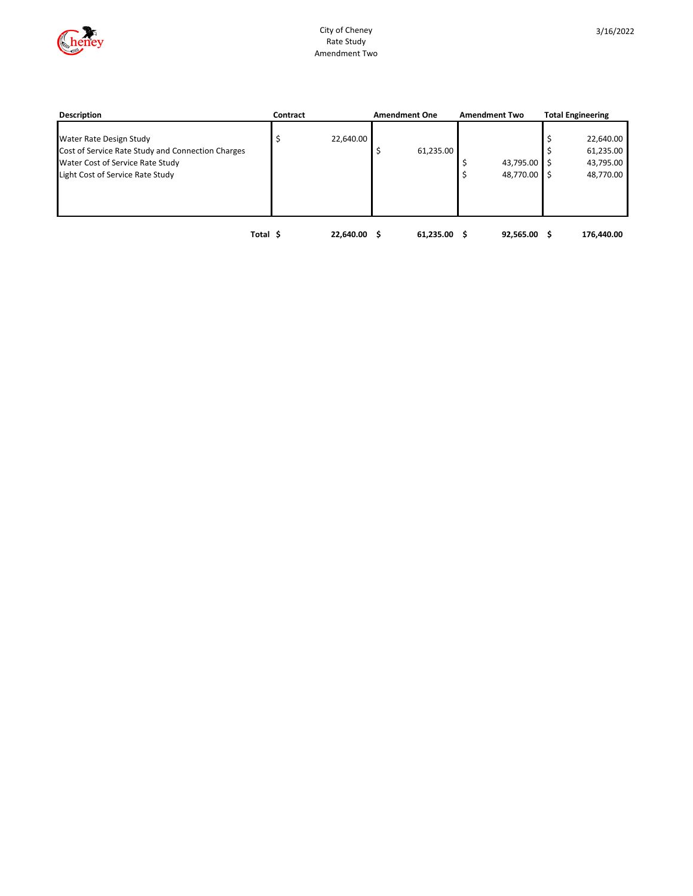City of Cheney
Rate Study
Amendment Two

3/16/2022

| Description | Contract | Amendment One | Amendment Two | Total Engineering |
|---|---|---|---|---|
| Water Rate Design Study | $ 22,640.00 | | | $ 22,640.00 |
| Cost of Service Rate Study and Connection Charges | | $ 61,235.00 | | $ 61,235.00 |
| Water Cost of Service Rate Study | | | $ 43,795.00 | $ 43,795.00 |
| Light Cost of Service Rate Study | | | $ 48,770.00 | $ 48,770.00 |
| **Total** | **$ 22,640.00** | **$ 61,235.00** | **$ 92,565.00** | **$ 176,440.00** |